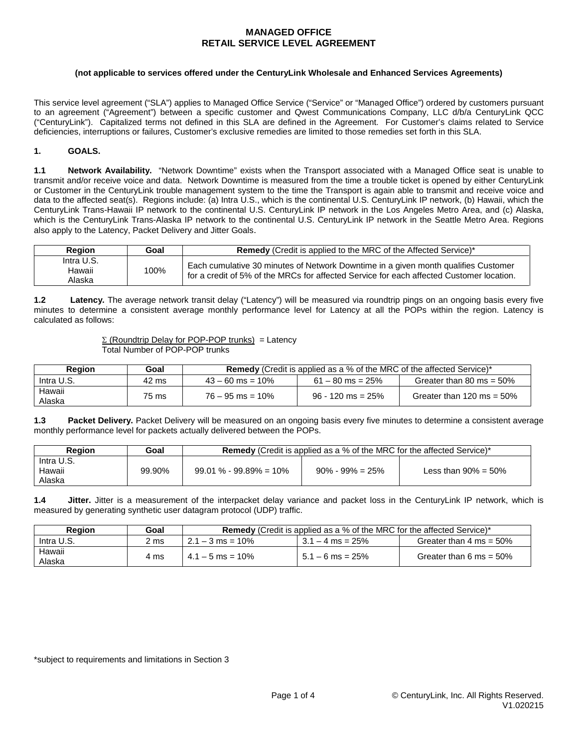# MANAGED OFFICE
# RETAIL SERVICE LEVEL AGREEMENT

**(not applicable to services offered under the CenturyLink Wholesale and Enhanced Services Agreements)**

This service level agreement ("SLA") applies to Managed Office Service ("Service" or "Managed Office") ordered by customers pursuant to an agreement ("Agreement") between a specific customer and Qwest Communications Company, LLC d/b/a CenturyLink QCC ("CenturyLink"). Capitalized terms not defined in this SLA are defined in the Agreement. For Customer's claims related to Service deficiencies, interruptions or failures, Customer's exclusive remedies are limited to those remedies set forth in this SLA.

## 1. GOALS.

**1.1 Network Availability.** "Network Downtime" exists when the Transport associated with a Managed Office seat is unable to transmit and/or receive voice and data. Network Downtime is measured from the time a trouble ticket is opened by either CenturyLink or Customer in the CenturyLink trouble management system to the time the Transport is again able to transmit and receive voice and data to the affected seat(s). Regions include: (a) Intra U.S., which is the continental U.S. CenturyLink IP network, (b) Hawaii, which the CenturyLink Trans-Hawaii IP network to the continental U.S. CenturyLink IP network in the Los Angeles Metro Area, and (c) Alaska, which is the CenturyLink Trans-Alaska IP network to the continental U.S. CenturyLink IP network in the Seattle Metro Area. Regions also apply to the Latency, Packet Delivery and Jitter Goals.

| Region | Goal | **Remedy** (Credit is applied to the MRC of the Affected Service)* |
|---|---|---|
| Intra U.S.<br>Hawaii<br>Alaska | 100% | Each cumulative 30 minutes of Network Downtime in a given month qualifies Customer for a credit of 5% of the MRCs for affected Service for each affected Customer location. |

**1.2 Latency.** The average network transit delay ("Latency") will be measured via roundtrip pings on an ongoing basis every five minutes to determine a consistent average monthly performance level for Latency at all the POPs within the region. Latency is calculated as follows:

$$\frac{\Sigma \text{ (Roundtrip Delay for POP-POP trunks)}}{\text{Total Number of POP-POP trunks}} = \text{Latency}$$

| Region | Goal | **Remedy** (Credit is applied as a % of the MRC of the affected Service)* | | |
|---|---|---|---|---|
| Intra U.S. | 42 ms | 43 – 60 ms = 10% | 61 – 80 ms = 25% | Greater than 80 ms = 50% |
| Hawaii<br>Alaska | 75 ms | 76 – 95 ms = 10% | 96 - 120 ms = 25% | Greater than 120 ms = 50% |

**1.3 Packet Delivery.** Packet Delivery will be measured on an ongoing basis every five minutes to determine a consistent average monthly performance level for packets actually delivered between the POPs.

| Region | Goal | **Remedy** (Credit is applied as a % of the MRC for the affected Service)* | | |
|---|---|---|---|---|
| Intra U.S.<br>Hawaii<br>Alaska | 99.90% | 99.01 % - 99.89% = 10% | 90% - 99% = 25% | Less than 90% = 50% |

**1.4 Jitter.** Jitter is a measurement of the interpacket delay variance and packet loss in the CenturyLink IP network, which is measured by generating synthetic user datagram protocol (UDP) traffic.

| Region | Goal | **Remedy** (Credit is applied as a % of the MRC for the affected Service)* | | |
|---|---|---|---|---|
| Intra U.S. | 2 ms | 2.1 – 3 ms = 10% | 3.1 – 4 ms = 25% | Greater than 4 ms = 50% |
| Hawaii<br>Alaska | 4 ms | 4.1 – 5 ms = 10% | 5.1 – 6 ms = 25% | Greater than 6 ms = 50% |

*subject to requirements and limitations in Section 3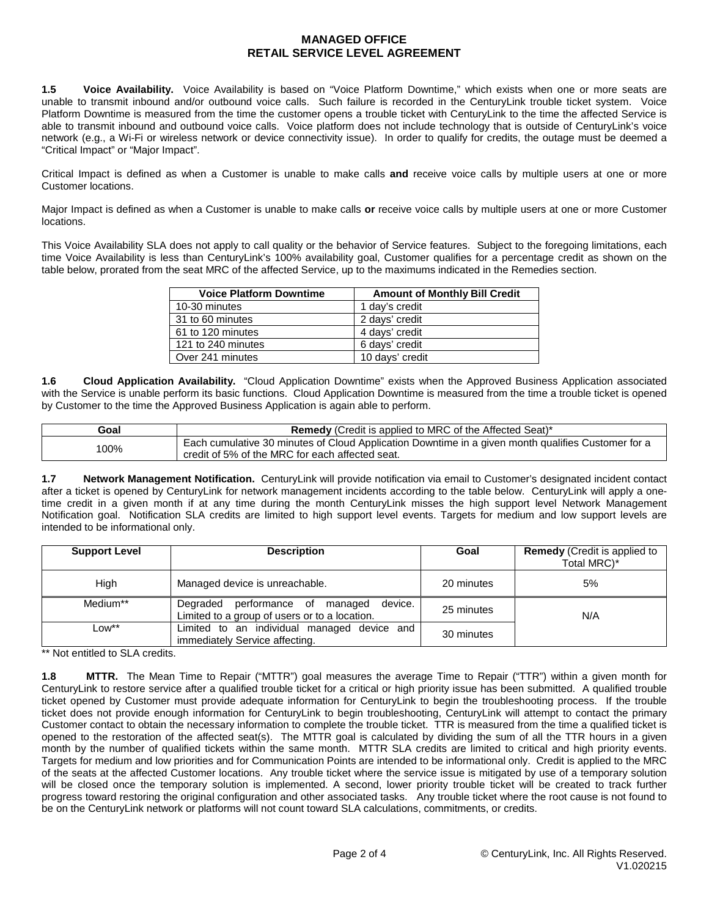**1.5 Voice Availability.** Voice Availability is based on "Voice Platform Downtime," which exists when one or more seats are unable to transmit inbound and/or outbound voice calls. Such failure is recorded in the CenturyLink trouble ticket system. Voice Platform Downtime is measured from the time the customer opens a trouble ticket with CenturyLink to the time the affected Service is able to transmit inbound and outbound voice calls. Voice platform does not include technology that is outside of CenturyLink's voice network (e.g., a Wi-Fi or wireless network or device connectivity issue). In order to qualify for credits, the outage must be deemed a "Critical Impact" or "Major Impact".

Critical Impact is defined as when a Customer is unable to make calls **and** receive voice calls by multiple users at one or more Customer locations.

Major Impact is defined as when a Customer is unable to make calls **or** receive voice calls by multiple users at one or more Customer locations.

This Voice Availability SLA does not apply to call quality or the behavior of Service features. Subject to the foregoing limitations, each time Voice Availability is less than CenturyLink's 100% availability goal, Customer qualifies for a percentage credit as shown on the table below, prorated from the seat MRC of the affected Service, up to the maximums indicated in the Remedies section.

| Voice Platform Downtime | Amount of Monthly Bill Credit |
|---|---|
| 10-30 minutes | 1 day's credit |
| 31 to 60 minutes | 2 days' credit |
| 61 to 120 minutes | 4 days' credit |
| 121 to 240 minutes | 6 days' credit |
| Over 241 minutes | 10 days' credit |

**1.6 Cloud Application Availability.** "Cloud Application Downtime" exists when the Approved Business Application associated with the Service is unable perform its basic functions. Cloud Application Downtime is measured from the time a trouble ticket is opened by Customer to the time the Approved Business Application is again able to perform.

| Goal | **Remedy** (Credit is applied to MRC of the Affected Seat)* |
|---|---|
| 100% | Each cumulative 30 minutes of Cloud Application Downtime in a given month qualifies Customer for a credit of 5% of the MRC for each affected seat. |

**1.7 Network Management Notification.** CenturyLink will provide notification via email to Customer's designated incident contact after a ticket is opened by CenturyLink for network management incidents according to the table below. CenturyLink will apply a one-time credit in a given month if at any time during the month CenturyLink misses the high support level Network Management Notification goal. Notification SLA credits are limited to high support level events. Targets for medium and low support levels are intended to be informational only.

| Support Level | Description | Goal | **Remedy** (Credit is applied to Total MRC)* |
|---|---|---|---|
| High | Managed device is unreachable. | 20 minutes | 5% |
| Medium** | Degraded performance of managed device. Limited to a group of users or to a location. | 25 minutes | N/A |
| Low** | Limited to an individual managed device and immediately Service affecting. | 30 minutes | |

** Not entitled to SLA credits.

**1.8 MTTR.** The Mean Time to Repair ("MTTR") goal measures the average Time to Repair ("TTR") within a given month for CenturyLink to restore service after a qualified trouble ticket for a critical or high priority issue has been submitted. A qualified trouble ticket opened by Customer must provide adequate information for CenturyLink to begin the troubleshooting process. If the trouble ticket does not provide enough information for CenturyLink to begin troubleshooting, CenturyLink will attempt to contact the primary Customer contact to obtain the necessary information to complete the trouble ticket. TTR is measured from the time a qualified ticket is opened to the restoration of the affected seat(s). The MTTR goal is calculated by dividing the sum of all the TTR hours in a given month by the number of qualified tickets within the same month. MTTR SLA credits are limited to critical and high priority events. Targets for medium and low priorities and for Communication Points are intended to be informational only. Credit is applied to the MRC of the seats at the affected Customer locations. Any trouble ticket where the service issue is mitigated by use of a temporary solution will be closed once the temporary solution is implemented. A second, lower priority trouble ticket will be created to track further progress toward restoring the original configuration and other associated tasks. Any trouble ticket where the root cause is not found to be on the CenturyLink network or platforms will not count toward SLA calculations, commitments, or credits.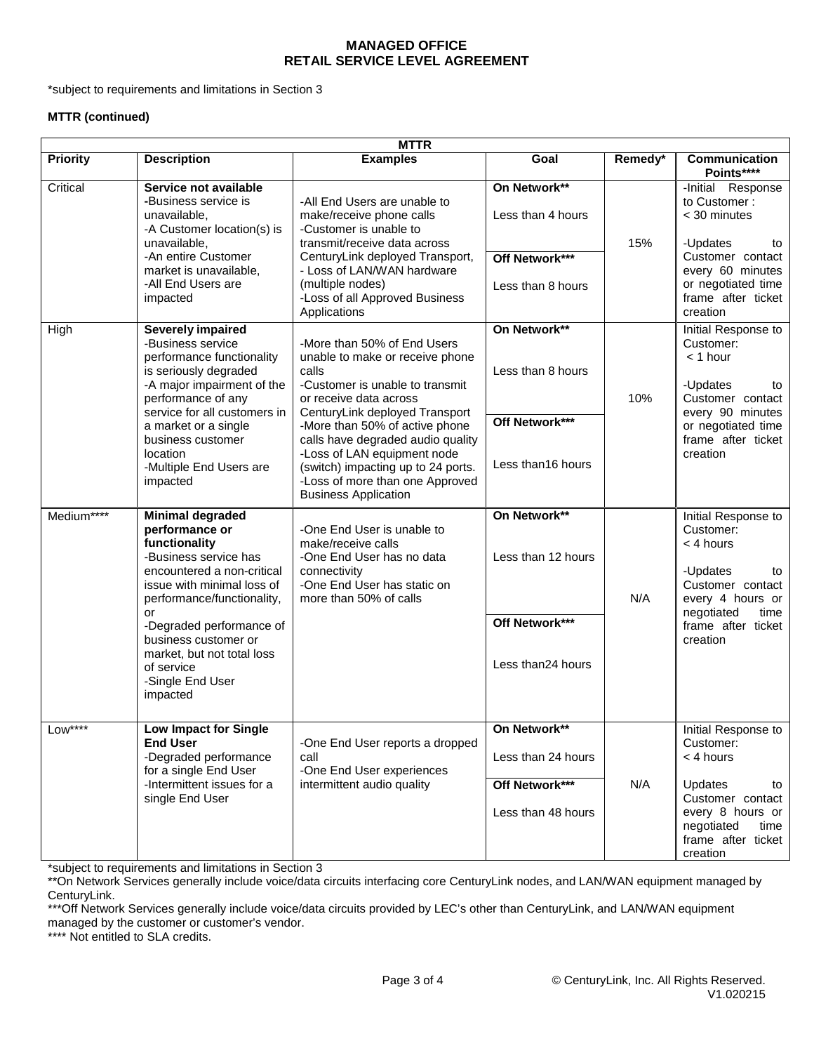# MANAGED OFFICE
## RETAIL SERVICE LEVEL AGREEMENT

*subject to requirements and limitations in Section 3

**MTTR (continued)**

| MTTR | | | | | |
|---|---|---|---|---|---|
| **Priority** | **Description** | **Examples** | **Goal** | **Remedy*** | **Communication Points******** |
| Critical | **Service not available** -Business service is unavailable, -A Customer location(s) is unavailable, -An entire Customer market is unavailable, -All End Users are impacted | -All End Users are unable to make/receive phone calls -Customer is unable to transmit/receive data across CenturyLink deployed Transport, - Loss of LAN/WAN hardware (multiple nodes) -Loss of all Approved Business Applications | **On Network**** Less than 4 hours **Off Network***** Less than 8 hours | 15% | -Initial Response to Customer : < 30 minutes -Updates to Customer contact every 60 minutes or negotiated time frame after ticket creation |
| High | **Severely impaired** -Business service performance functionality is seriously degraded -A major impairment of the performance of any service for all customers in a market or a single business customer location -Multiple End Users are impacted | -More than 50% of End Users unable to make or receive phone calls -Customer is unable to transmit or receive data across CenturyLink deployed Transport -More than 50% of active phone calls have degraded audio quality -Loss of LAN equipment node (switch) impacting up to 24 ports. -Loss of more than one Approved Business Application | **On Network**** Less than 8 hours **Off Network***** Less than16 hours | 10% | Initial Response to Customer: < 1 hour -Updates to Customer contact every 90 minutes or negotiated time frame after ticket creation |
| Medium**** | **Minimal degraded performance or functionality** -Business service has encountered a non-critical issue with minimal loss of performance/functionality, or -Degraded performance of business customer or market, but not total loss of service -Single End User impacted | -One End User is unable to make/receive calls -One End User has no data connectivity -One End User has static on more than 50% of calls | **On Network**** Less than 12 hours **Off Network***** Less than24 hours | N/A | Initial Response to Customer: < 4 hours -Updates to Customer contact every 4 hours or negotiated time frame after ticket creation |
| Low**** | **Low Impact for Single End User** -Degraded performance for a single End User -Intermittent issues for a single End User | -One End User reports a dropped call -One End User experiences intermittent audio quality | **On Network**** Less than 24 hours **Off Network***** Less than 48 hours | N/A | Initial Response to Customer: < 4 hours Updates to Customer contact every 8 hours or negotiated time frame after ticket creation |

*subject to requirements and limitations in Section 3

**On Network Services generally include voice/data circuits interfacing core CenturyLink nodes, and LAN/WAN equipment managed by CenturyLink.

***Off Network Services generally include voice/data circuits provided by LEC's other than CenturyLink, and LAN/WAN equipment managed by the customer or customer's vendor.

**** Not entitled to SLA credits.

© CenturyLink, Inc. All Rights Reserved.
V1.020215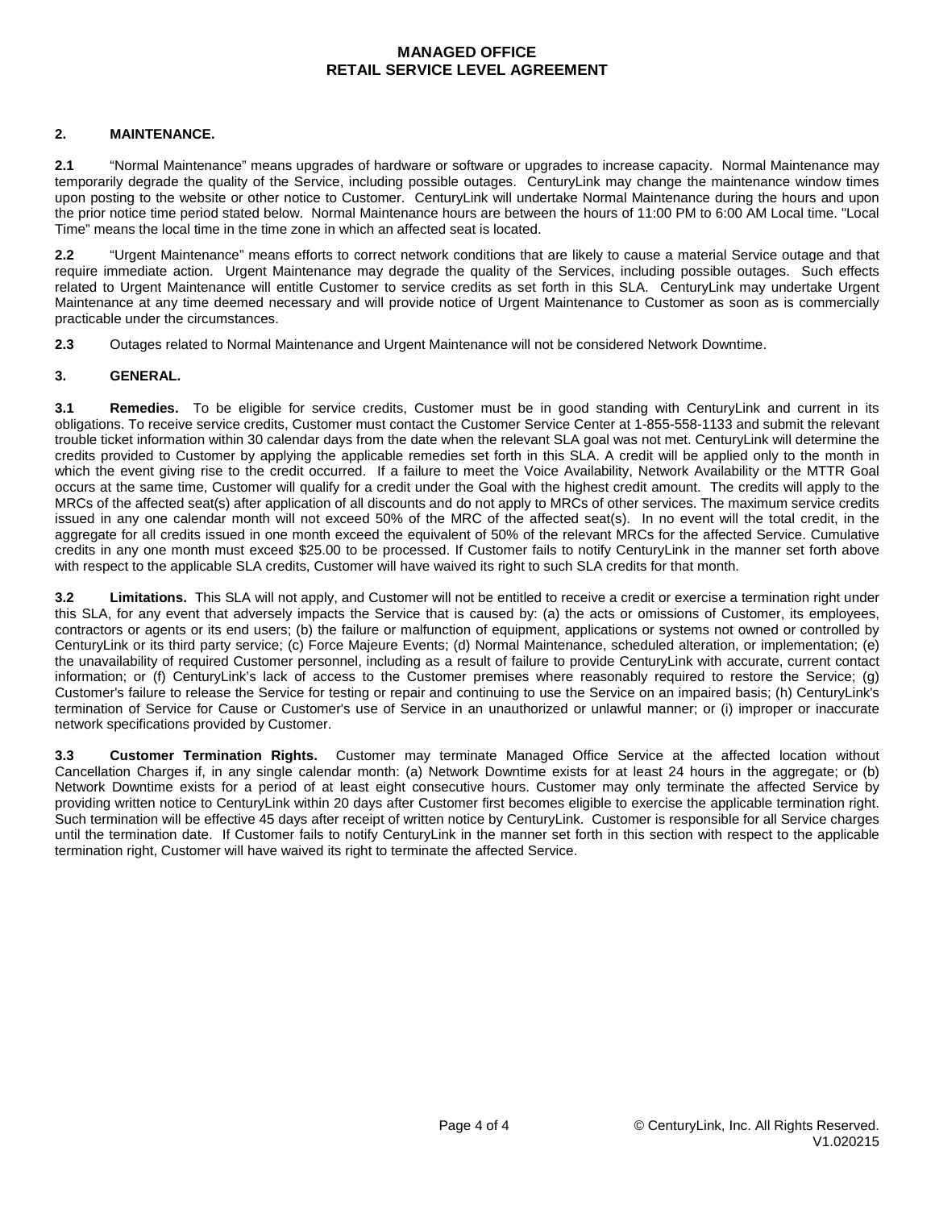## 2. MAINTENANCE.

**2.1** "Normal Maintenance" means upgrades of hardware or software or upgrades to increase capacity. Normal Maintenance may temporarily degrade the quality of the Service, including possible outages. CenturyLink may change the maintenance window times upon posting to the website or other notice to Customer. CenturyLink will undertake Normal Maintenance during the hours and upon the prior notice time period stated below. Normal Maintenance hours are between the hours of 11:00 PM to 6:00 AM Local time. "Local Time" means the local time in the time zone in which an affected seat is located.

**2.2** "Urgent Maintenance" means efforts to correct network conditions that are likely to cause a material Service outage and that require immediate action. Urgent Maintenance may degrade the quality of the Services, including possible outages. Such effects related to Urgent Maintenance will entitle Customer to service credits as set forth in this SLA. CenturyLink may undertake Urgent Maintenance at any time deemed necessary and will provide notice of Urgent Maintenance to Customer as soon as is commercially practicable under the circumstances.

**2.3** Outages related to Normal Maintenance and Urgent Maintenance will not be considered Network Downtime.

## 3. GENERAL.

**3.1 Remedies.** To be eligible for service credits, Customer must be in good standing with CenturyLink and current in its obligations. To receive service credits, Customer must contact the Customer Service Center at 1-855-558-1133 and submit the relevant trouble ticket information within 30 calendar days from the date when the relevant SLA goal was not met. CenturyLink will determine the credits provided to Customer by applying the applicable remedies set forth in this SLA. A credit will be applied only to the month in which the event giving rise to the credit occurred. If a failure to meet the Voice Availability, Network Availability or the MTTR Goal occurs at the same time, Customer will qualify for a credit under the Goal with the highest credit amount. The credits will apply to the MRCs of the affected seat(s) after application of all discounts and do not apply to MRCs of other services. The maximum service credits issued in any one calendar month will not exceed 50% of the MRC of the affected seat(s). In no event will the total credit, in the aggregate for all credits issued in one month exceed the equivalent of 50% of the relevant MRCs for the affected Service. Cumulative credits in any one month must exceed $25.00 to be processed. If Customer fails to notify CenturyLink in the manner set forth above with respect to the applicable SLA credits, Customer will have waived its right to such SLA credits for that month.

**3.2 Limitations.** This SLA will not apply, and Customer will not be entitled to receive a credit or exercise a termination right under this SLA, for any event that adversely impacts the Service that is caused by: (a) the acts or omissions of Customer, its employees, contractors or agents or its end users; (b) the failure or malfunction of equipment, applications or systems not owned or controlled by CenturyLink or its third party service; (c) Force Majeure Events; (d) Normal Maintenance, scheduled alteration, or implementation; (e) the unavailability of required Customer personnel, including as a result of failure to provide CenturyLink with accurate, current contact information; or (f) CenturyLink's lack of access to the Customer premises where reasonably required to restore the Service; (g) Customer's failure to release the Service for testing or repair and continuing to use the Service on an impaired basis; (h) CenturyLink's termination of Service for Cause or Customer's use of Service in an unauthorized or unlawful manner; or (i) improper or inaccurate network specifications provided by Customer.

**3.3 Customer Termination Rights.** Customer may terminate Managed Office Service at the affected location without Cancellation Charges if, in any single calendar month: (a) Network Downtime exists for at least 24 hours in the aggregate; or (b) Network Downtime exists for a period of at least eight consecutive hours. Customer may only terminate the affected Service by providing written notice to CenturyLink within 20 days after Customer first becomes eligible to exercise the applicable termination right. Such termination will be effective 45 days after receipt of written notice by CenturyLink. Customer is responsible for all Service charges until the termination date. If Customer fails to notify CenturyLink in the manner set forth in this section with respect to the applicable termination right, Customer will have waived its right to terminate the affected Service.